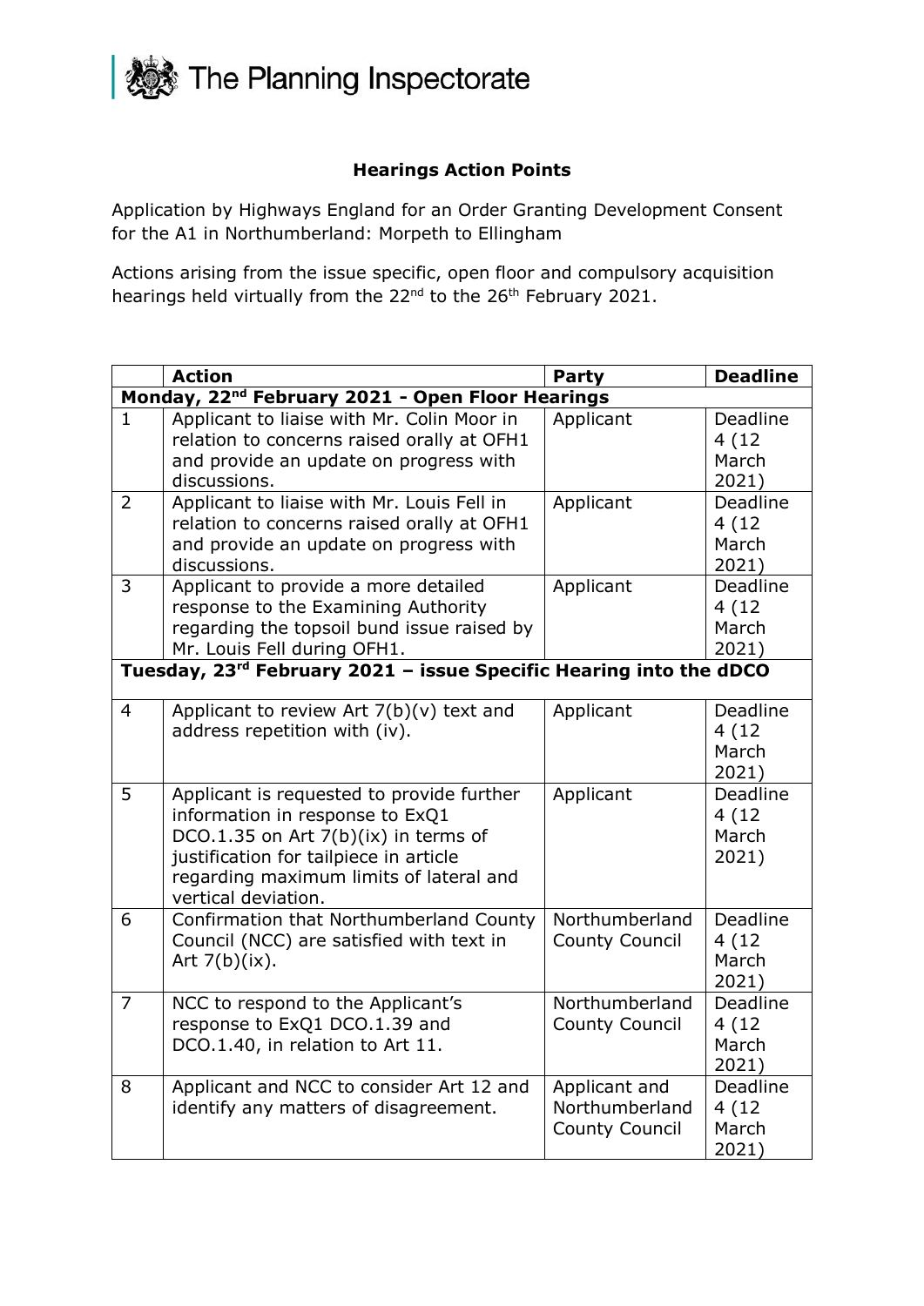The Planning Inspectorate

## Hearings Action Points

Application by Highways England for an Order Granting Development Consent for the A1 in Northumberland: Morpeth to Ellingham

Actions arising from the issue specific, open floor and compulsory acquisition hearings held virtually from the 22nd to the 26th February 2021.

| | Action | Party | Deadline |
|---|---|---|---|
| **Monday, 22nd February 2021 - Open Floor Hearings** | | | |
| 1 | Applicant to liaise with Mr. Colin Moor in relation to concerns raised orally at OFH1 and provide an update on progress with discussions. | Applicant | Deadline 4 (12 March 2021) |
| 2 | Applicant to liaise with Mr. Louis Fell in relation to concerns raised orally at OFH1 and provide an update on progress with discussions. | Applicant | Deadline 4 (12 March 2021) |
| 3 | Applicant to provide a more detailed response to the Examining Authority regarding the topsoil bund issue raised by Mr. Louis Fell during OFH1. | Applicant | Deadline 4 (12 March 2021) |
| **Tuesday, 23rd February 2021 – issue Specific Hearing into the dDCO** | | | |
| 4 | Applicant to review Art 7(b)(v) text and address repetition with (iv). | Applicant | Deadline 4 (12 March 2021) |
| 5 | Applicant is requested to provide further information in response to ExQ1 DCO.1.35 on Art 7(b)(ix) in terms of justification for tailpiece in article regarding maximum limits of lateral and vertical deviation. | Applicant | Deadline 4 (12 March 2021) |
| 6 | Confirmation that Northumberland County Council (NCC) are satisfied with text in Art 7(b)(ix). | Northumberland County Council | Deadline 4 (12 March 2021) |
| 7 | NCC to respond to the Applicant's response to ExQ1 DCO.1.39 and DCO.1.40, in relation to Art 11. | Northumberland County Council | Deadline 4 (12 March 2021) |
| 8 | Applicant and NCC to consider Art 12 and identify any matters of disagreement. | Applicant and Northumberland County Council | Deadline 4 (12 March 2021) |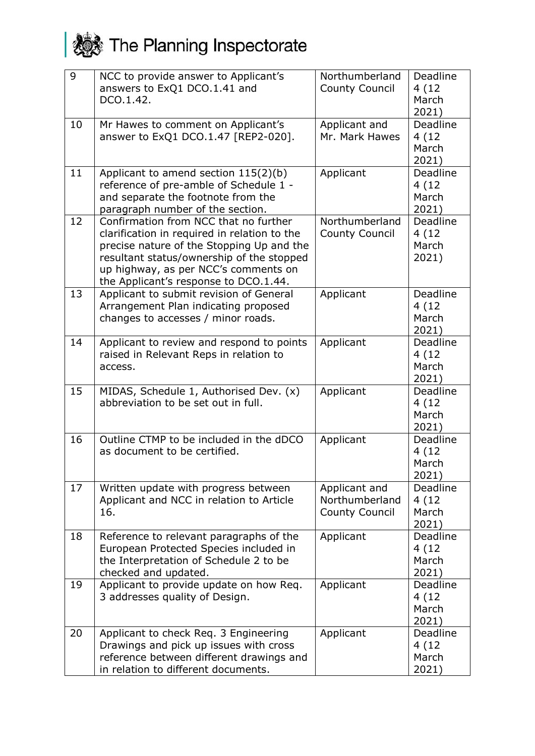| 9 | NCC to provide answer to Applicant's answers to ExQ1 DCO.1.41 and DCO.1.42. | Northumberland County Council | Deadline 4 (12 March 2021) |
|---|---|---|---|
| 10 | Mr Hawes to comment on Applicant's answer to ExQ1 DCO.1.47 [REP2-020]. | Applicant and Mr. Mark Hawes | Deadline 4 (12 March 2021) |
| 11 | Applicant to amend section 115(2)(b) reference of pre-amble of Schedule 1 - and separate the footnote from the paragraph number of the section. | Applicant | Deadline 4 (12 March 2021) |
| 12 | Confirmation from NCC that no further clarification in required in relation to the precise nature of the Stopping Up and the resultant status/ownership of the stopped up highway, as per NCC's comments on the Applicant's response to DCO.1.44. | Northumberland County Council | Deadline 4 (12 March 2021) |
| 13 | Applicant to submit revision of General Arrangement Plan indicating proposed changes to accesses / minor roads. | Applicant | Deadline 4 (12 March 2021) |
| 14 | Applicant to review and respond to points raised in Relevant Reps in relation to access. | Applicant | Deadline 4 (12 March 2021) |
| 15 | MIDAS, Schedule 1, Authorised Dev. (x) abbreviation to be set out in full. | Applicant | Deadline 4 (12 March 2021) |
| 16 | Outline CTMP to be included in the dDCO as document to be certified. | Applicant | Deadline 4 (12 March 2021) |
| 17 | Written update with progress between Applicant and NCC in relation to Article 16. | Applicant and Northumberland County Council | Deadline 4 (12 March 2021) |
| 18 | Reference to relevant paragraphs of the European Protected Species included in the Interpretation of Schedule 2 to be checked and updated. | Applicant | Deadline 4 (12 March 2021) |
| 19 | Applicant to provide update on how Req. 3 addresses quality of Design. | Applicant | Deadline 4 (12 March 2021) |
| 20 | Applicant to check Req. 3 Engineering Drawings and pick up issues with cross reference between different drawings and in relation to different documents. | Applicant | Deadline 4 (12 March 2021) |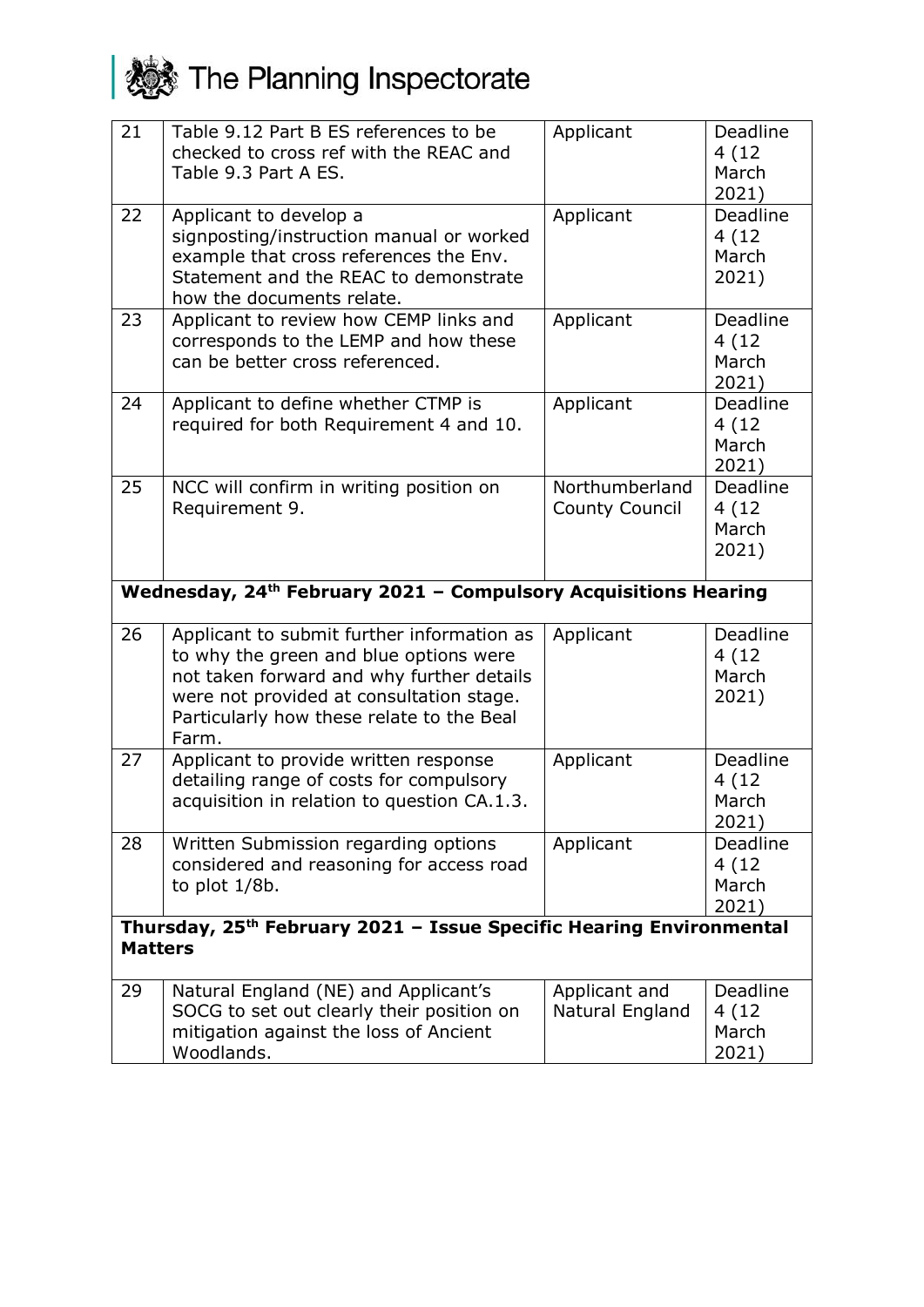| | | | |
|---|---|---|---|
| 21 | Table 9.12 Part B ES references to be checked to cross ref with the REAC and Table 9.3 Part A ES. | Applicant | Deadline 4 (12 March 2021) |
| 22 | Applicant to develop a signposting/instruction manual or worked example that cross references the Env. Statement and the REAC to demonstrate how the documents relate. | Applicant | Deadline 4 (12 March 2021) |
| 23 | Applicant to review how CEMP links and corresponds to the LEMP and how these can be better cross referenced. | Applicant | Deadline 4 (12 March 2021) |
| 24 | Applicant to define whether CTMP is required for both Requirement 4 and 10. | Applicant | Deadline 4 (12 March 2021) |
| 25 | NCC will confirm in writing position on Requirement 9. | Northumberland County Council | Deadline 4 (12 March 2021) |
| **Wednesday, 24th February 2021 – Compulsory Acquisitions Hearing** | | | |
| 26 | Applicant to submit further information as to why the green and blue options were not taken forward and why further details were not provided at consultation stage. Particularly how these relate to the Beal Farm. | Applicant | Deadline 4 (12 March 2021) |
| 27 | Applicant to provide written response detailing range of costs for compulsory acquisition in relation to question CA.1.3. | Applicant | Deadline 4 (12 March 2021) |
| 28 | Written Submission regarding options considered and reasoning for access road to plot 1/8b. | Applicant | Deadline 4 (12 March 2021) |
| **Thursday, 25th February 2021 – Issue Specific Hearing Environmental Matters** | | | |
| 29 | Natural England (NE) and Applicant's SOCG to set out clearly their position on mitigation against the loss of Ancient Woodlands. | Applicant and Natural England | Deadline 4 (12 March 2021) |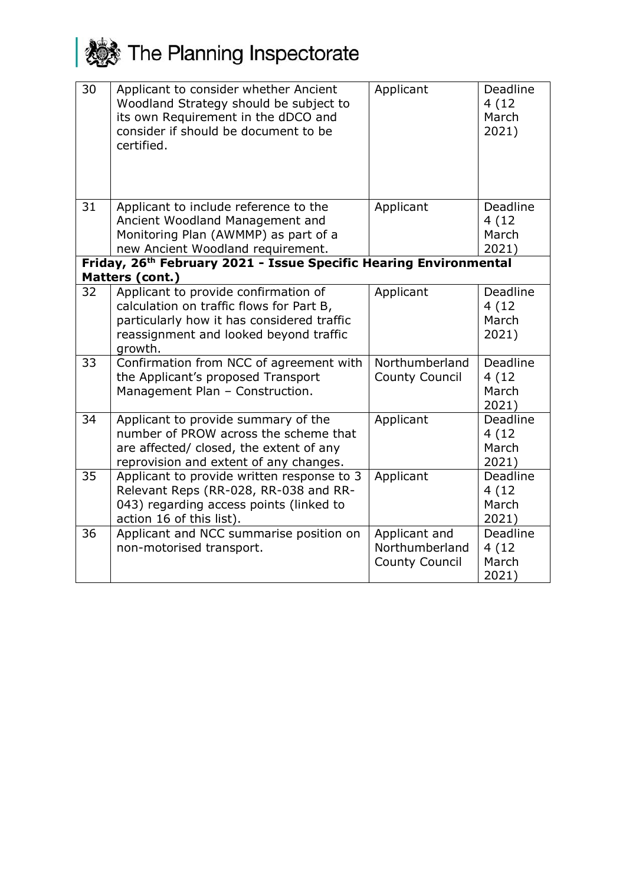| | | | |
|---|---|---|---|
| 30 | Applicant to consider whether Ancient Woodland Strategy should be subject to its own Requirement in the dDCO and consider if should be document to be certified. | Applicant | Deadline 4 (12 March 2021) |
| 31 | Applicant to include reference to the Ancient Woodland Management and Monitoring Plan (AWMMP) as part of a new Ancient Woodland requirement. | Applicant | Deadline 4 (12 March 2021) |
| **Friday, 26th February 2021 - Issue Specific Hearing Environmental Matters (cont.)** | | | |
| 32 | Applicant to provide confirmation of calculation on traffic flows for Part B, particularly how it has considered traffic reassignment and looked beyond traffic growth. | Applicant | Deadline 4 (12 March 2021) |
| 33 | Confirmation from NCC of agreement with the Applicant's proposed Transport Management Plan – Construction. | Northumberland County Council | Deadline 4 (12 March 2021) |
| 34 | Applicant to provide summary of the number of PROW across the scheme that are affected/ closed, the extent of any reprovision and extent of any changes. | Applicant | Deadline 4 (12 March 2021) |
| 35 | Applicant to provide written response to 3 Relevant Reps (RR-028, RR-038 and RR-043) regarding access points (linked to action 16 of this list). | Applicant | Deadline 4 (12 March 2021) |
| 36 | Applicant and NCC summarise position on non-motorised transport. | Applicant and Northumberland County Council | Deadline 4 (12 March 2021) |